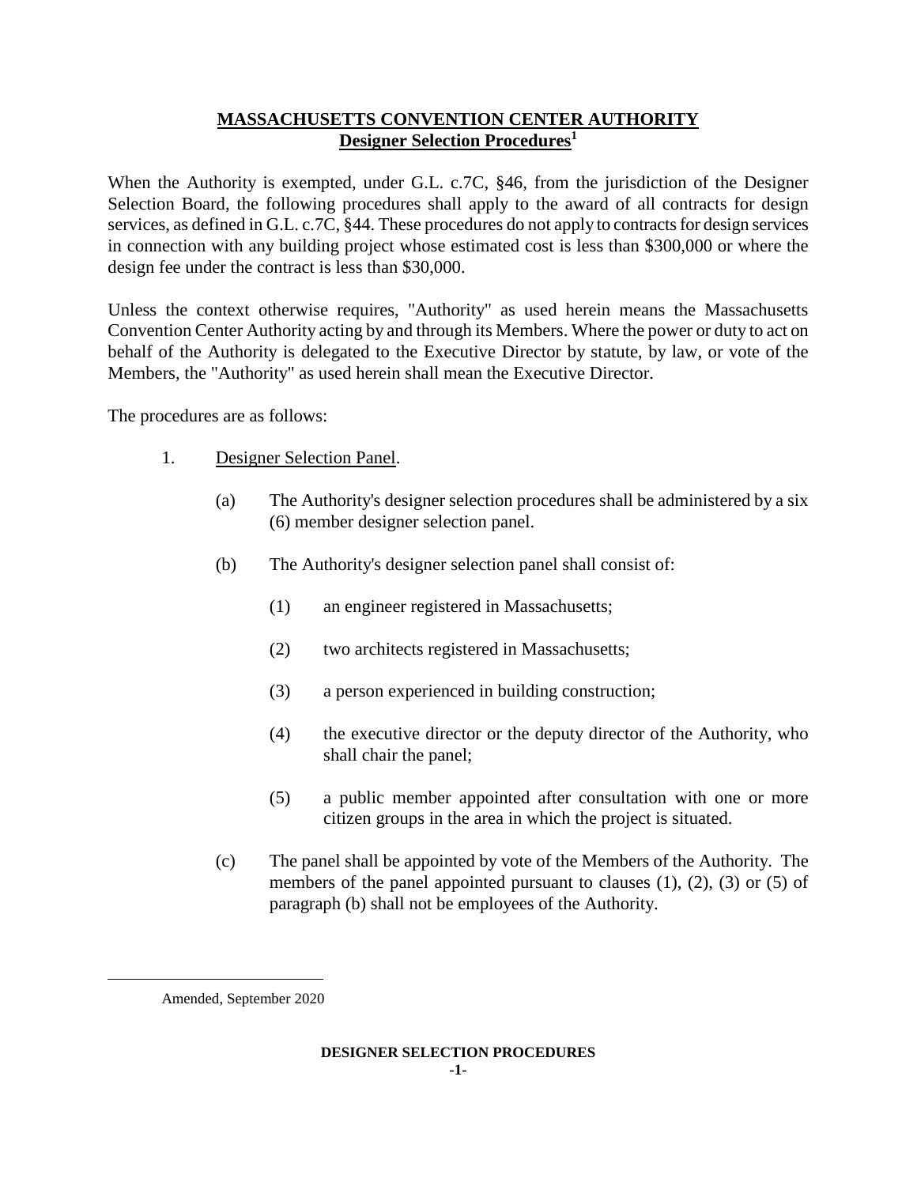# MASSACHUSETTS CONVENTION CENTER AUTHORITY
## Designer Selection Procedures[1]

When the Authority is exempted, under G.L. c.7C, §46, from the jurisdiction of the Designer Selection Board, the following procedures shall apply to the award of all contracts for design services, as defined in G.L. c.7C, §44. These procedures do not apply to contracts for design services in connection with any building project whose estimated cost is less than $300,000 or where the design fee under the contract is less than $30,000.

Unless the context otherwise requires, "Authority" as used herein means the Massachusetts Convention Center Authority acting by and through its Members. Where the power or duty to act on behalf of the Authority is delegated to the Executive Director by statute, by law, or vote of the Members, the "Authority" as used herein shall mean the Executive Director.

The procedures are as follows:

1. Designer Selection Panel.

    (a) The Authority's designer selection procedures shall be administered by a six (6) member designer selection panel.

    (b) The Authority's designer selection panel shall consist of:

        (1) an engineer registered in Massachusetts;

        (2) two architects registered in Massachusetts;

        (3) a person experienced in building construction;

        (4) the executive director or the deputy director of the Authority, who shall chair the panel;

        (5) a public member appointed after consultation with one or more citizen groups in the area in which the project is situated.

    (c) The panel shall be appointed by vote of the Members of the Authority. The members of the panel appointed pursuant to clauses (1), (2), (3) or (5) of paragraph (b) shall not be employees of the Authority.

---

[1] Amended, September 2020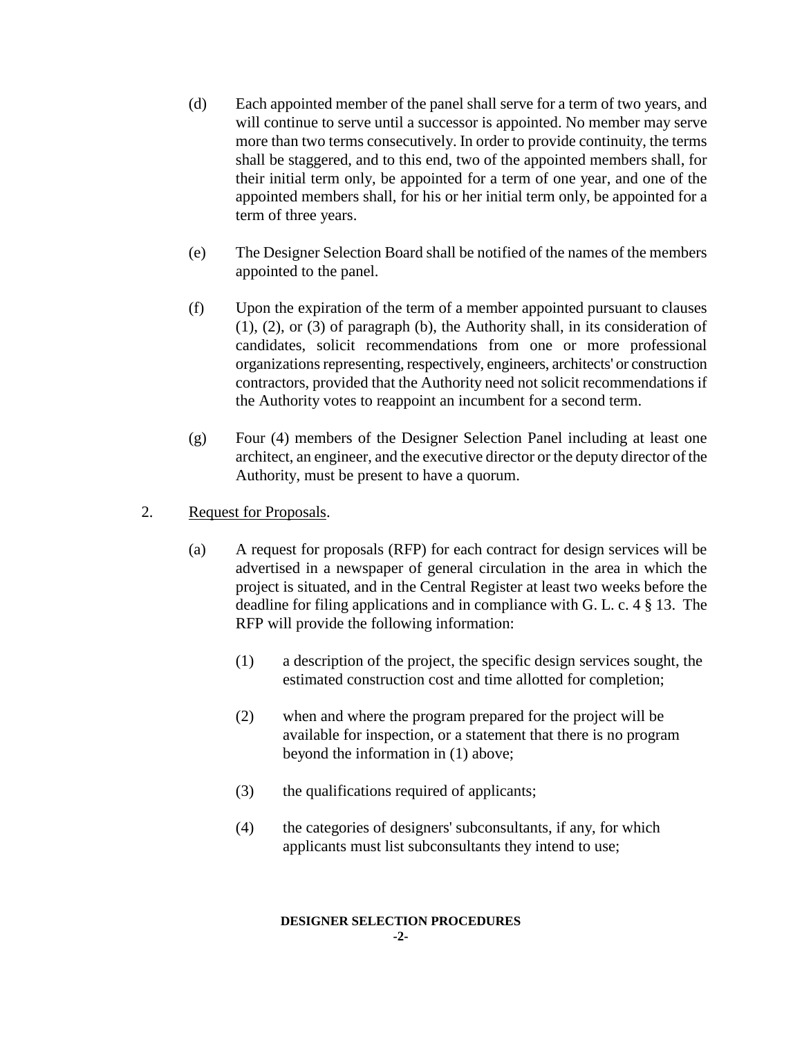(d) Each appointed member of the panel shall serve for a term of two years, and will continue to serve until a successor is appointed. No member may serve more than two terms consecutively. In order to provide continuity, the terms shall be staggered, and to this end, two of the appointed members shall, for their initial term only, be appointed for a term of one year, and one of the appointed members shall, for his or her initial term only, be appointed for a term of three years.

(e) The Designer Selection Board shall be notified of the names of the members appointed to the panel.

(f) Upon the expiration of the term of a member appointed pursuant to clauses (1), (2), or (3) of paragraph (b), the Authority shall, in its consideration of candidates, solicit recommendations from one or more professional organizations representing, respectively, engineers, architects' or construction contractors, provided that the Authority need not solicit recommendations if the Authority votes to reappoint an incumbent for a second term.

(g) Four (4) members of the Designer Selection Panel including at least one architect, an engineer, and the executive director or the deputy director of the Authority, must be present to have a quorum.

2. Request for Proposals.

(a) A request for proposals (RFP) for each contract for design services will be advertised in a newspaper of general circulation in the area in which the project is situated, and in the Central Register at least two weeks before the deadline for filing applications and in compliance with G. L. c. 4 § 13. The RFP will provide the following information:

(1) a description of the project, the specific design services sought, the estimated construction cost and time allotted for completion;

(2) when and where the program prepared for the project will be available for inspection, or a statement that there is no program beyond the information in (1) above;

(3) the qualifications required of applicants;

(4) the categories of designers' subconsultants, if any, for which applicants must list subconsultants they intend to use;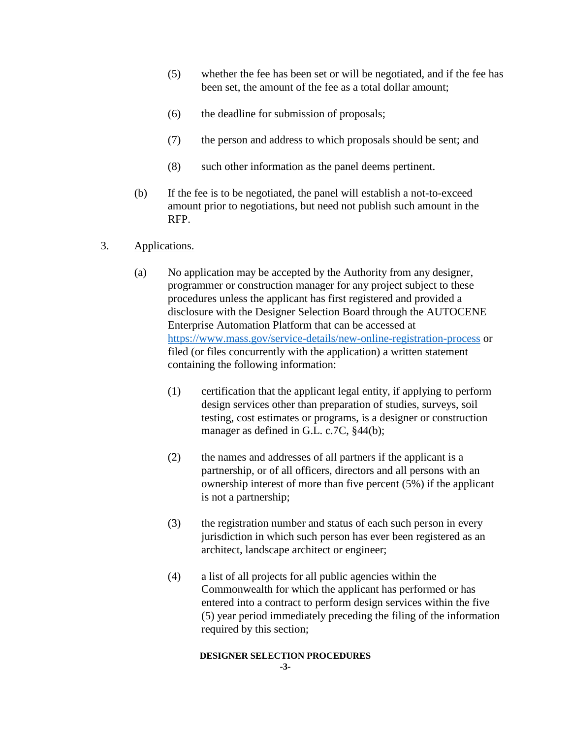(5) whether the fee has been set or will be negotiated, and if the fee has been set, the amount of the fee as a total dollar amount;

(6) the deadline for submission of proposals;

(7) the person and address to which proposals should be sent; and

(8) such other information as the panel deems pertinent.

(b) If the fee is to be negotiated, the panel will establish a not-to-exceed amount prior to negotiations, but need not publish such amount in the RFP.

3. Applications.

(a) No application may be accepted by the Authority from any designer, programmer or construction manager for any project subject to these procedures unless the applicant has first registered and provided a disclosure with the Designer Selection Board through the AUTOCENE Enterprise Automation Platform that can be accessed at [https://www.mass.gov/service-details/new-online-registration-process](https://www.mass.gov/service-details/new-online-registration-process) or filed (or files concurrently with the application) a written statement containing the following information:

(1) certification that the applicant legal entity, if applying to perform design services other than preparation of studies, surveys, soil testing, cost estimates or programs, is a designer or construction manager as defined in G.L. c.7C, §44(b);

(2) the names and addresses of all partners if the applicant is a partnership, or of all officers, directors and all persons with an ownership interest of more than five percent (5%) if the applicant is not a partnership;

(3) the registration number and status of each such person in every jurisdiction in which such person has ever been registered as an architect, landscape architect or engineer;

(4) a list of all projects for all public agencies within the Commonwealth for which the applicant has performed or has entered into a contract to perform design services within the five (5) year period immediately preceding the filing of the information required by this section;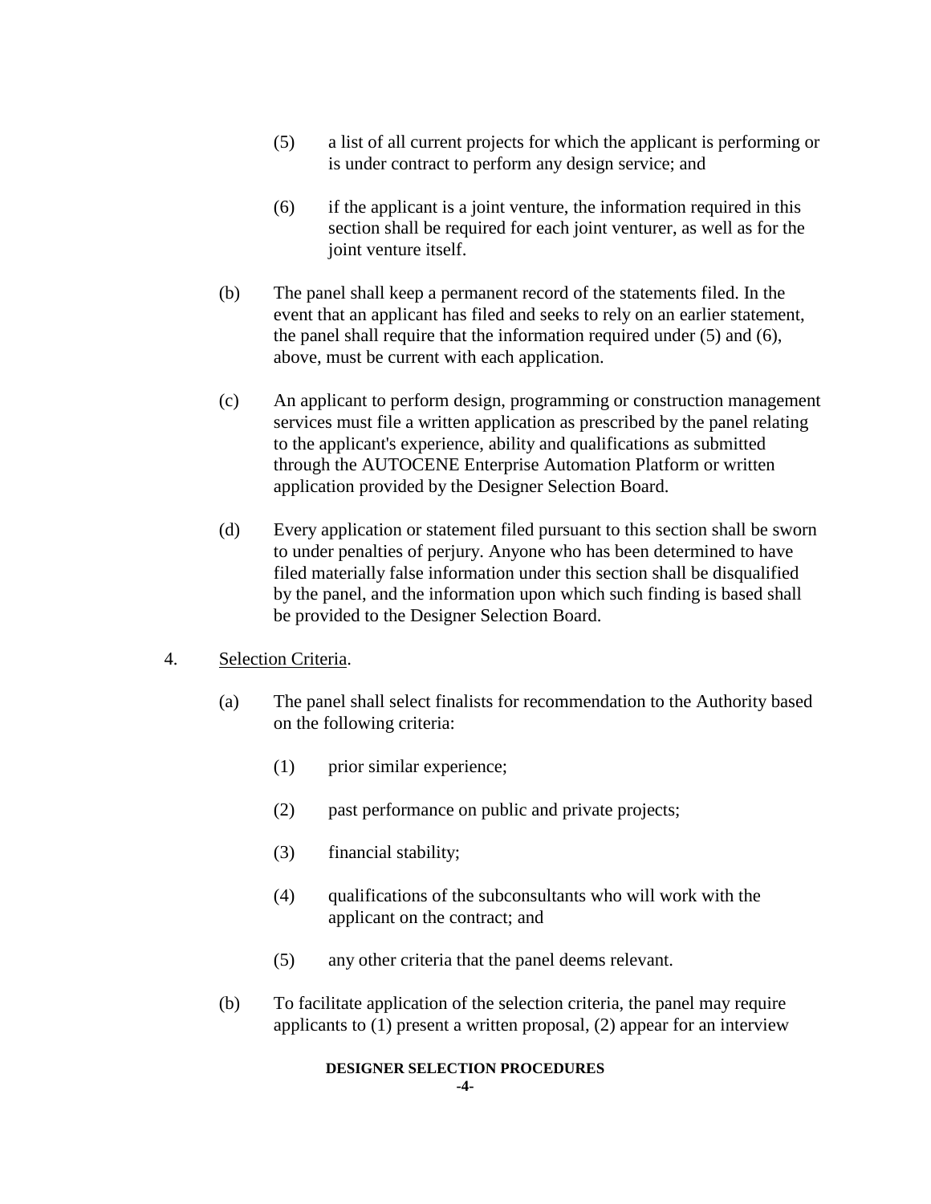(5) a list of all current projects for which the applicant is performing or is under contract to perform any design service; and

(6) if the applicant is a joint venture, the information required in this section shall be required for each joint venturer, as well as for the joint venture itself.

(b) The panel shall keep a permanent record of the statements filed. In the event that an applicant has filed and seeks to rely on an earlier statement, the panel shall require that the information required under (5) and (6), above, must be current with each application.

(c) An applicant to perform design, programming or construction management services must file a written application as prescribed by the panel relating to the applicant's experience, ability and qualifications as submitted through the AUTOCENE Enterprise Automation Platform or written application provided by the Designer Selection Board.

(d) Every application or statement filed pursuant to this section shall be sworn to under penalties of perjury. Anyone who has been determined to have filed materially false information under this section shall be disqualified by the panel, and the information upon which such finding is based shall be provided to the Designer Selection Board.

4. <u>Selection Criteria</u>.

(a) The panel shall select finalists for recommendation to the Authority based on the following criteria:

(1) prior similar experience;

(2) past performance on public and private projects;

(3) financial stability;

(4) qualifications of the subconsultants who will work with the applicant on the contract; and

(5) any other criteria that the panel deems relevant.

(b) To facilitate application of the selection criteria, the panel may require applicants to (1) present a written proposal, (2) appear for an interview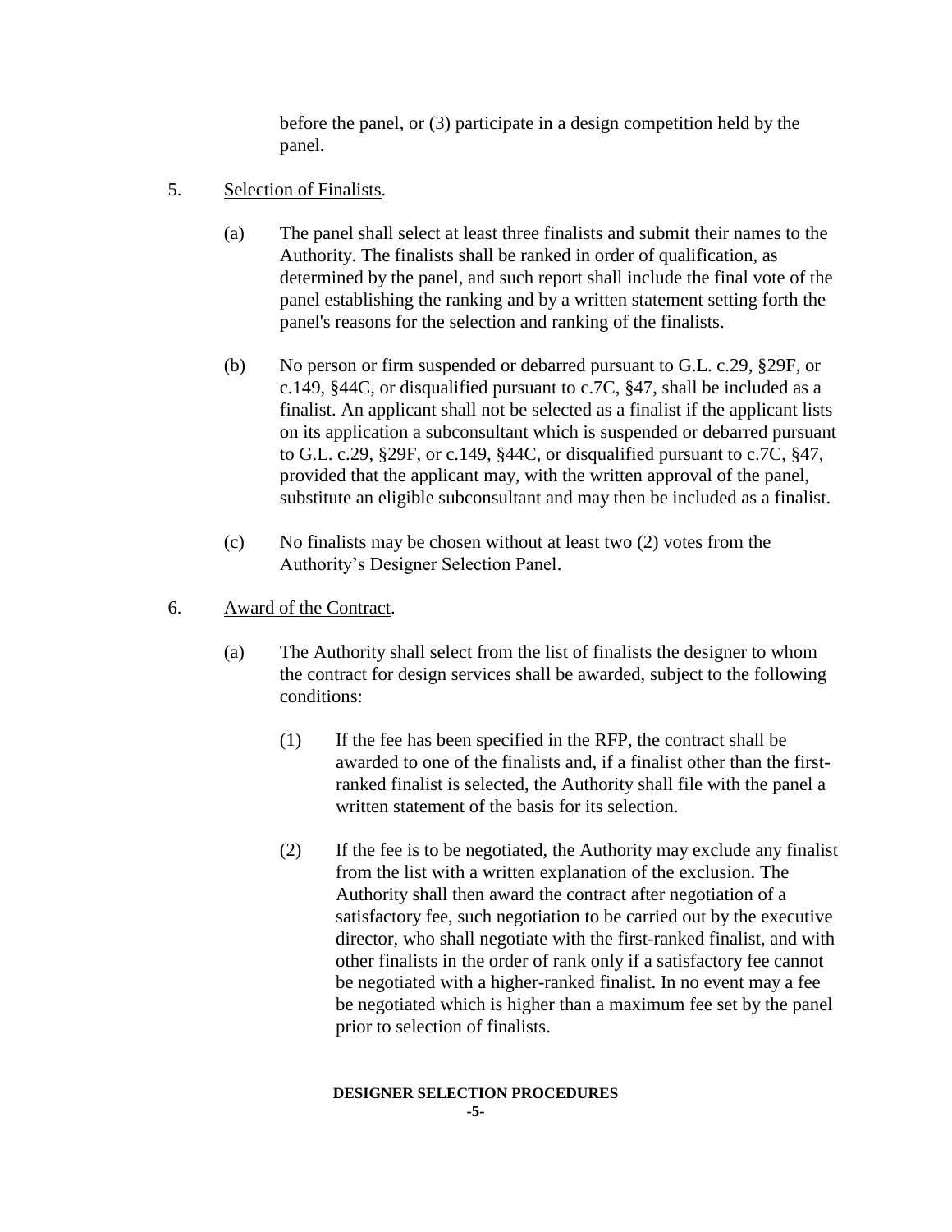before the panel, or (3) participate in a design competition held by the panel.

5. Selection of Finalists.

   (a) The panel shall select at least three finalists and submit their names to the Authority. The finalists shall be ranked in order of qualification, as determined by the panel, and such report shall include the final vote of the panel establishing the ranking and by a written statement setting forth the panel's reasons for the selection and ranking of the finalists.

   (b) No person or firm suspended or debarred pursuant to G.L. c.29, §29F, or c.149, §44C, or disqualified pursuant to c.7C, §47, shall be included as a finalist. An applicant shall not be selected as a finalist if the applicant lists on its application a subconsultant which is suspended or debarred pursuant to G.L. c.29, §29F, or c.149, §44C, or disqualified pursuant to c.7C, §47, provided that the applicant may, with the written approval of the panel, substitute an eligible subconsultant and may then be included as a finalist.

   (c) No finalists may be chosen without at least two (2) votes from the Authority's Designer Selection Panel.

6. Award of the Contract.

   (a) The Authority shall select from the list of finalists the designer to whom the contract for design services shall be awarded, subject to the following conditions:

      (1) If the fee has been specified in the RFP, the contract shall be awarded to one of the finalists and, if a finalist other than the first-ranked finalist is selected, the Authority shall file with the panel a written statement of the basis for its selection.

      (2) If the fee is to be negotiated, the Authority may exclude any finalist from the list with a written explanation of the exclusion. The Authority shall then award the contract after negotiation of a satisfactory fee, such negotiation to be carried out by the executive director, who shall negotiate with the first-ranked finalist, and with other finalists in the order of rank only if a satisfactory fee cannot be negotiated with a higher-ranked finalist. In no event may a fee be negotiated which is higher than a maximum fee set by the panel prior to selection of finalists.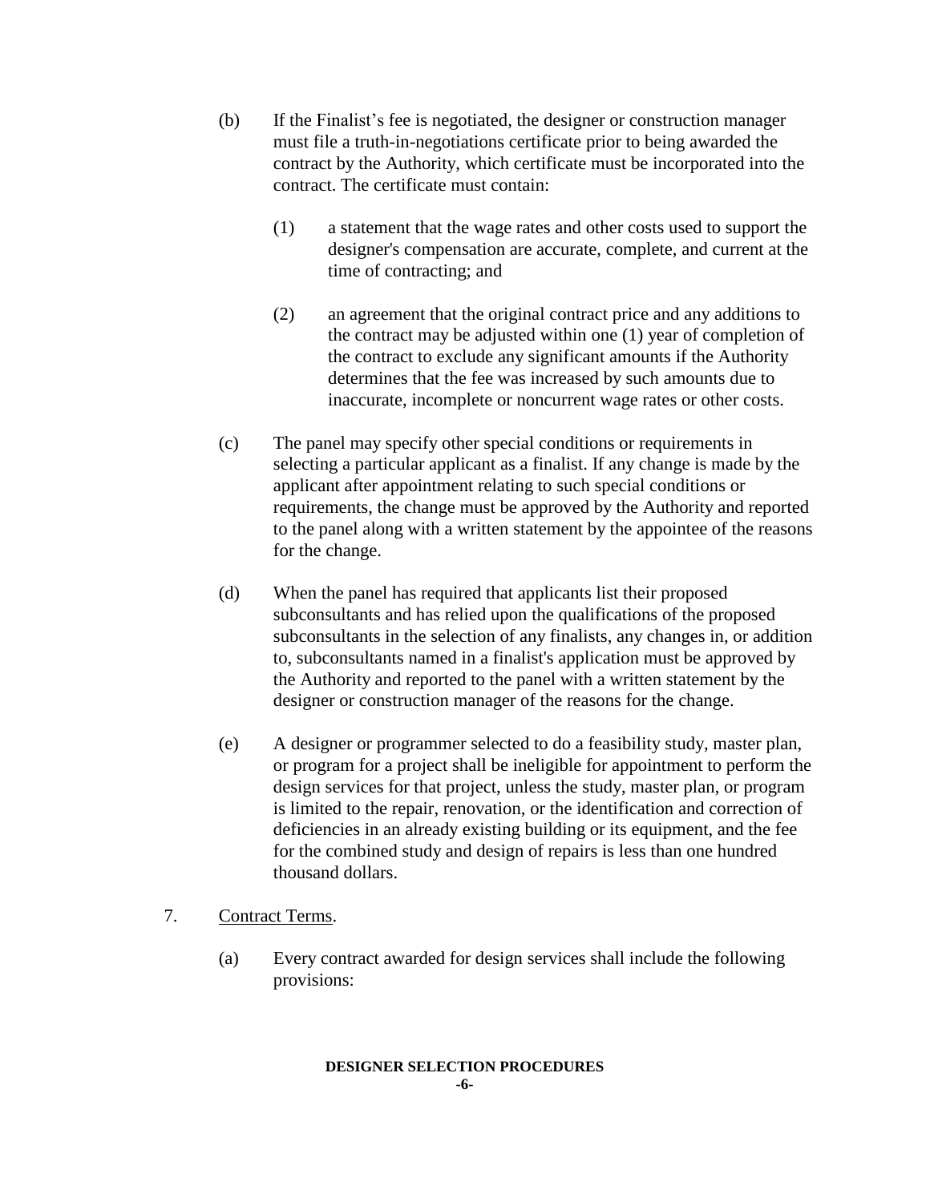(b) If the Finalist's fee is negotiated, the designer or construction manager must file a truth-in-negotiations certificate prior to being awarded the contract by the Authority, which certificate must be incorporated into the contract. The certificate must contain:

   (1) a statement that the wage rates and other costs used to support the designer's compensation are accurate, complete, and current at the time of contracting; and

   (2) an agreement that the original contract price and any additions to the contract may be adjusted within one (1) year of completion of the contract to exclude any significant amounts if the Authority determines that the fee was increased by such amounts due to inaccurate, incomplete or noncurrent wage rates or other costs.

(c) The panel may specify other special conditions or requirements in selecting a particular applicant as a finalist. If any change is made by the applicant after appointment relating to such special conditions or requirements, the change must be approved by the Authority and reported to the panel along with a written statement by the appointee of the reasons for the change.

(d) When the panel has required that applicants list their proposed subconsultants and has relied upon the qualifications of the proposed subconsultants in the selection of any finalists, any changes in, or addition to, subconsultants named in a finalist's application must be approved by the Authority and reported to the panel with a written statement by the designer or construction manager of the reasons for the change.

(e) A designer or programmer selected to do a feasibility study, master plan, or program for a project shall be ineligible for appointment to perform the design services for that project, unless the study, master plan, or program is limited to the repair, renovation, or the identification and correction of deficiencies in an already existing building or its equipment, and the fee for the combined study and design of repairs is less than one hundred thousand dollars.

7. <u>Contract Terms</u>.

   (a) Every contract awarded for design services shall include the following provisions: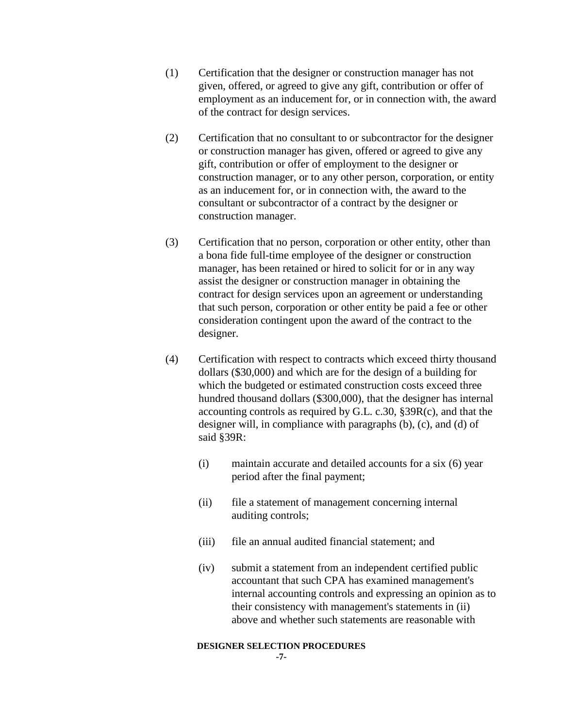(1) Certification that the designer or construction manager has not given, offered, or agreed to give any gift, contribution or offer of employment as an inducement for, or in connection with, the award of the contract for design services.

(2) Certification that no consultant to or subcontractor for the designer or construction manager has given, offered or agreed to give any gift, contribution or offer of employment to the designer or construction manager, or to any other person, corporation, or entity as an inducement for, or in connection with, the award to the consultant or subcontractor of a contract by the designer or construction manager.

(3) Certification that no person, corporation or other entity, other than a bona fide full-time employee of the designer or construction manager, has been retained or hired to solicit for or in any way assist the designer or construction manager in obtaining the contract for design services upon an agreement or understanding that such person, corporation or other entity be paid a fee or other consideration contingent upon the award of the contract to the designer.

(4) Certification with respect to contracts which exceed thirty thousand dollars ($30,000) and which are for the design of a building for which the budgeted or estimated construction costs exceed three hundred thousand dollars ($300,000), that the designer has internal accounting controls as required by G.L. c.30, §39R(c), and that the designer will, in compliance with paragraphs (b), (c), and (d) of said §39R:

   (i) maintain accurate and detailed accounts for a six (6) year period after the final payment;

   (ii) file a statement of management concerning internal auditing controls;

   (iii) file an annual audited financial statement; and

   (iv) submit a statement from an independent certified public accountant that such CPA has examined management's internal accounting controls and expressing an opinion as to their consistency with management's statements in (ii) above and whether such statements are reasonable with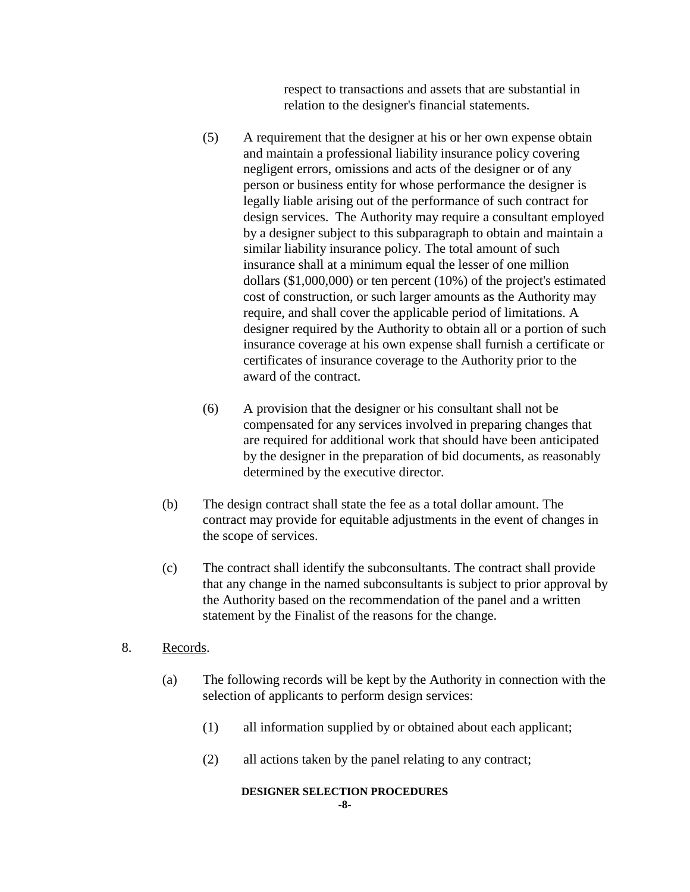respect to transactions and assets that are substantial in relation to the designer's financial statements.

(5) A requirement that the designer at his or her own expense obtain and maintain a professional liability insurance policy covering negligent errors, omissions and acts of the designer or of any person or business entity for whose performance the designer is legally liable arising out of the performance of such contract for design services. The Authority may require a consultant employed by a designer subject to this subparagraph to obtain and maintain a similar liability insurance policy. The total amount of such insurance shall at a minimum equal the lesser of one million dollars ($1,000,000) or ten percent (10%) of the project's estimated cost of construction, or such larger amounts as the Authority may require, and shall cover the applicable period of limitations. A designer required by the Authority to obtain all or a portion of such insurance coverage at his own expense shall furnish a certificate or certificates of insurance coverage to the Authority prior to the award of the contract.

(6) A provision that the designer or his consultant shall not be compensated for any services involved in preparing changes that are required for additional work that should have been anticipated by the designer in the preparation of bid documents, as reasonably determined by the executive director.

(b) The design contract shall state the fee as a total dollar amount. The contract may provide for equitable adjustments in the event of changes in the scope of services.

(c) The contract shall identify the subconsultants. The contract shall provide that any change in the named subconsultants is subject to prior approval by the Authority based on the recommendation of the panel and a written statement by the Finalist of the reasons for the change.

8. Records.

(a) The following records will be kept by the Authority in connection with the selection of applicants to perform design services:

(1) all information supplied by or obtained about each applicant;

(2) all actions taken by the panel relating to any contract;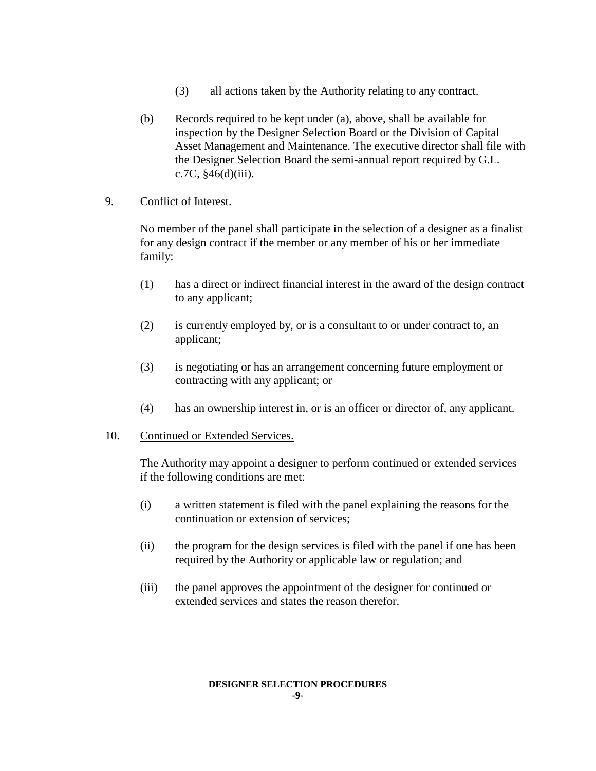(3) all actions taken by the Authority relating to any contract.

(b) Records required to be kept under (a), above, shall be available for inspection by the Designer Selection Board or the Division of Capital Asset Management and Maintenance. The executive director shall file with the Designer Selection Board the semi-annual report required by G.L. c.7C, §46(d)(iii).

9. <u>Conflict of Interest</u>.

No member of the panel shall participate in the selection of a designer as a finalist for any design contract if the member or any member of his or her immediate family:

(1) has a direct or indirect financial interest in the award of the design contract to any applicant;

(2) is currently employed by, or is a consultant to or under contract to, an applicant;

(3) is negotiating or has an arrangement concerning future employment or contracting with any applicant; or

(4) has an ownership interest in, or is an officer or director of, any applicant.

10. <u>Continued or Extended Services.</u>

The Authority may appoint a designer to perform continued or extended services if the following conditions are met:

(i) a written statement is filed with the panel explaining the reasons for the continuation or extension of services;

(ii) the program for the design services is filed with the panel if one has been required by the Authority or applicable law or regulation; and

(iii) the panel approves the appointment of the designer for continued or extended services and states the reason therefor.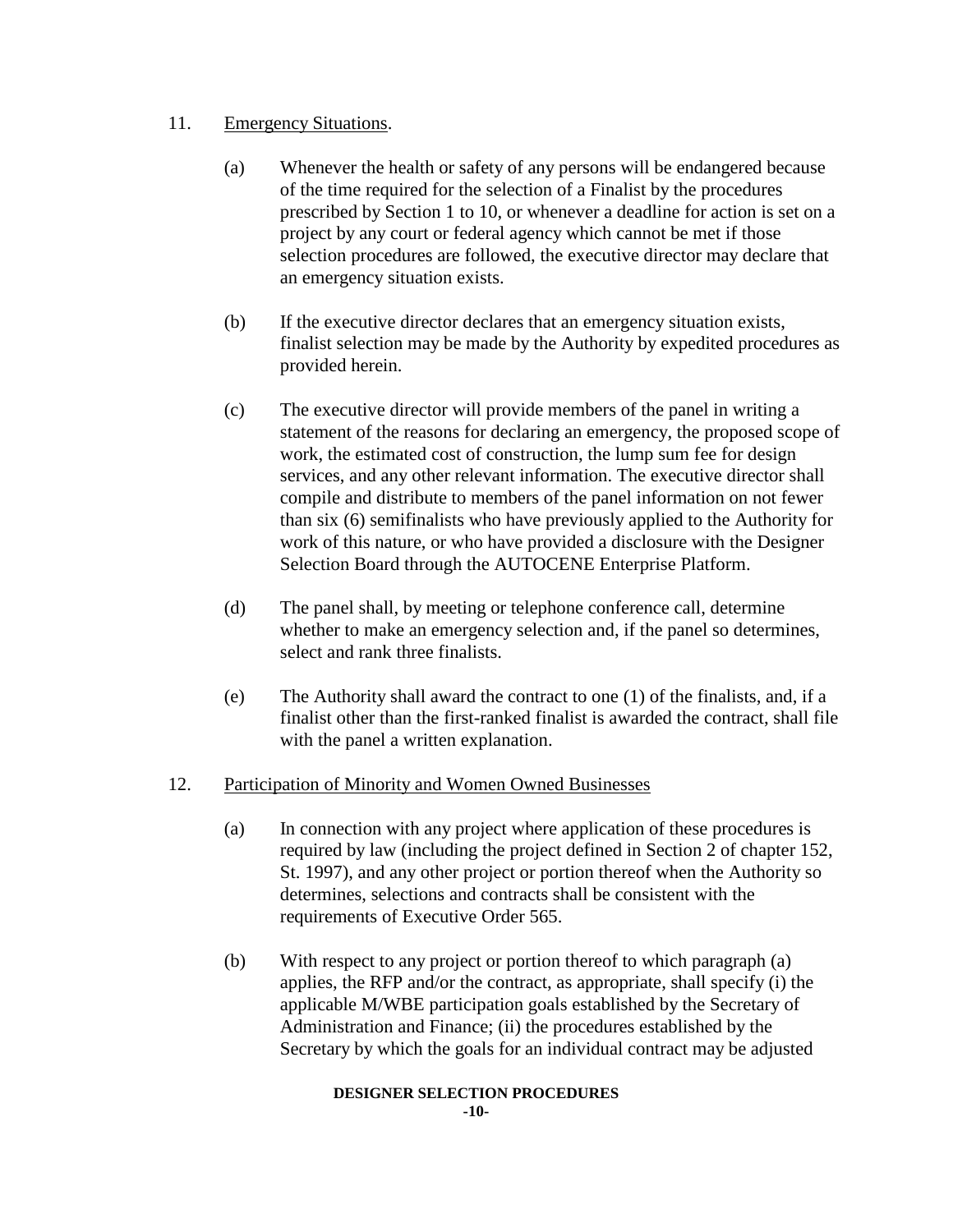11. Emergency Situations.

(a) Whenever the health or safety of any persons will be endangered because of the time required for the selection of a Finalist by the procedures prescribed by Section 1 to 10, or whenever a deadline for action is set on a project by any court or federal agency which cannot be met if those selection procedures are followed, the executive director may declare that an emergency situation exists.

(b) If the executive director declares that an emergency situation exists, finalist selection may be made by the Authority by expedited procedures as provided herein.

(c) The executive director will provide members of the panel in writing a statement of the reasons for declaring an emergency, the proposed scope of work, the estimated cost of construction, the lump sum fee for design services, and any other relevant information. The executive director shall compile and distribute to members of the panel information on not fewer than six (6) semifinalists who have previously applied to the Authority for work of this nature, or who have provided a disclosure with the Designer Selection Board through the AUTOCENE Enterprise Platform.

(d) The panel shall, by meeting or telephone conference call, determine whether to make an emergency selection and, if the panel so determines, select and rank three finalists.

(e) The Authority shall award the contract to one (1) of the finalists, and, if a finalist other than the first-ranked finalist is awarded the contract, shall file with the panel a written explanation.

12. Participation of Minority and Women Owned Businesses

(a) In connection with any project where application of these procedures is required by law (including the project defined in Section 2 of chapter 152, St. 1997), and any other project or portion thereof when the Authority so determines, selections and contracts shall be consistent with the requirements of Executive Order 565.

(b) With respect to any project or portion thereof to which paragraph (a) applies, the RFP and/or the contract, as appropriate, shall specify (i) the applicable M/WBE participation goals established by the Secretary of Administration and Finance; (ii) the procedures established by the Secretary by which the goals for an individual contract may be adjusted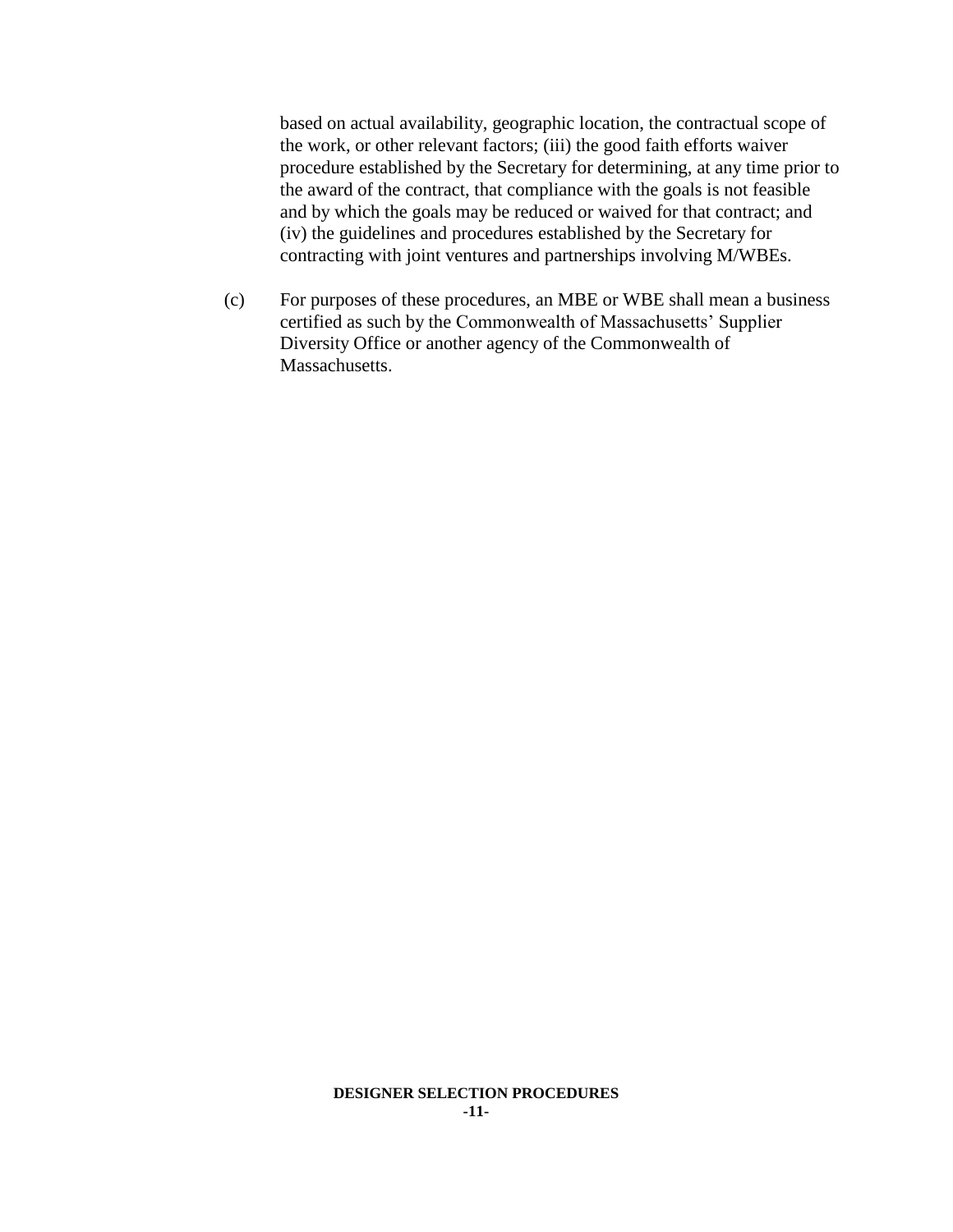based on actual availability, geographic location, the contractual scope of the work, or other relevant factors; (iii) the good faith efforts waiver procedure established by the Secretary for determining, at any time prior to the award of the contract, that compliance with the goals is not feasible and by which the goals may be reduced or waived for that contract; and (iv) the guidelines and procedures established by the Secretary for contracting with joint ventures and partnerships involving M/WBEs.

(c) For purposes of these procedures, an MBE or WBE shall mean a business certified as such by the Commonwealth of Massachusetts' Supplier Diversity Office or another agency of the Commonwealth of Massachusetts.